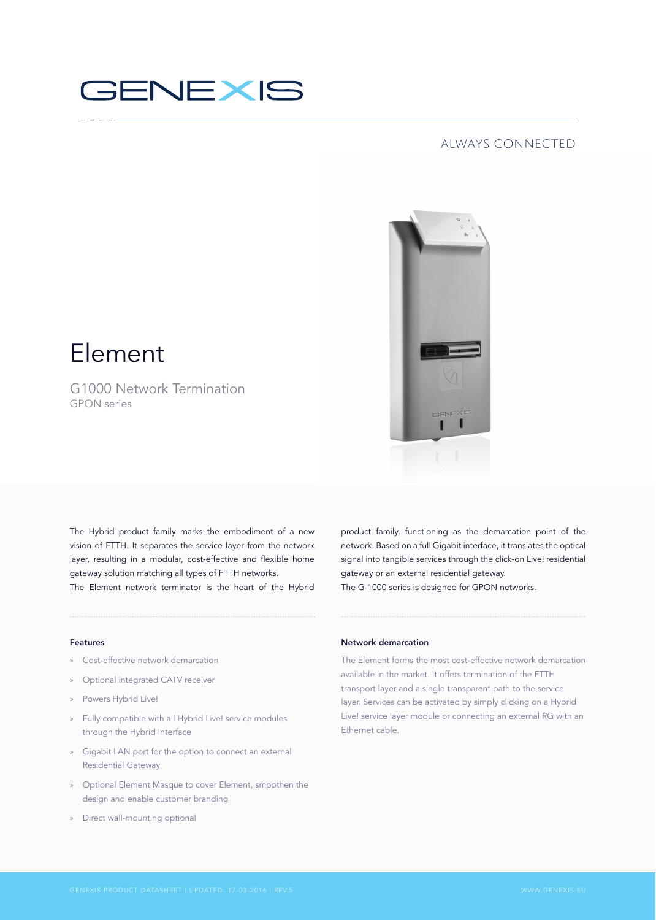# GENEXIS

ALWAYS CONNECTED

# Element

## G1000 Network Termination

GPON series

The Hybrid product family marks the embodiment of a new vision of FTTH. It separates the service layer from the network layer, resulting in a modular, cost-effective and flexible home gateway solution matching all types of FTTH networks.

The Element network terminator is the heart of the Hybrid product family, functioning as the demarcation point of the network. Based on a full Gigabit interface, it translates the optical signal into tangible services through the click-on Live! residential gateway or an external residential gateway.

The G-1000 series is designed for GPON networks.

### Features

- Cost-effective network demarcation
- Optional integrated CATV receiver
- Powers Hybrid Live!
- Fully compatible with all Hybrid Live! service modules through the Hybrid Interface
- Gigabit LAN port for the option to connect an external Residential Gateway
- Optional Element Masque to cover Element, smoothen the design and enable customer branding
- Direct wall-mounting optional

### Network demarcation

The Element forms the most cost-effective network demarcation available in the market. It offers termination of the FTTH transport layer and a single transparent path to the service layer. Services can be activated by simply clicking on a Hybrid Live! service layer module or connecting an external RG with an Ethernet cable.

GENEXIS PRODUCT DATASHEET | UPDATED: 17-03-2016 | REV.5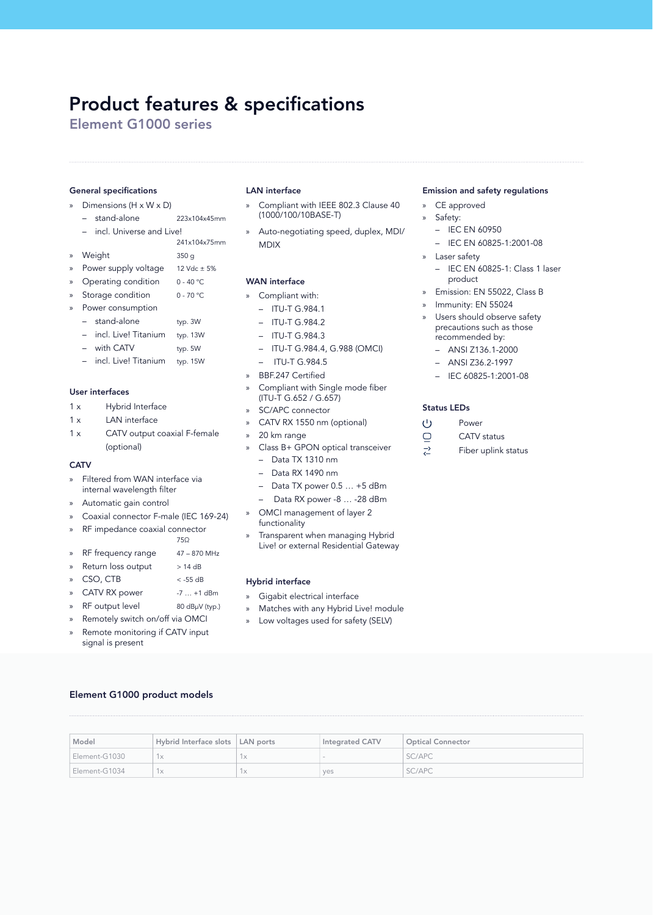# Product features & specifications

## Element G1000 series

### General specifications

- Dimensions (H x W x D)
  - stand-alone 223x104x45mm
  - incl. Universe and Live! 241x104x75mm
- Weight 350 g
- Power supply voltage 12 Vdc ± 5%
- Operating condition 0 - 40 °C
- Storage condition 0 - 70 °C
- Power consumption
  - stand-alone typ. 3W
  - incl. Live! Titanium typ. 13W
  - with CATV typ. 5W
  - incl. Live! Titanium typ. 15W

### User interfaces

1 x Hybrid Interface
1 x LAN interface
1 x CATV output coaxial F-female (optional)

### CATV

- Filtered from WAN interface via internal wavelength filter
- Automatic gain control
- Coaxial connector F-male (IEC 169-24)
- RF impedance coaxial connector 75Ω
- RF frequency range 47 – 870 MHz
- Return loss output > 14 dB
- CSO, CTB < -55 dB
- CATV RX power -7 … +1 dBm
- RF output level 80 dBμV (typ.)
- Remotely switch on/off via OMCI
- Remote monitoring if CATV input signal is present

### LAN interface

- Compliant with IEEE 802.3 Clause 40 (1000/100/10BASE-T)
- Auto-negotiating speed, duplex, MDI/MDIX

### WAN interface

- Compliant with:
  - ITU-T G.984.1
  - ITU-T G.984.2
  - ITU-T G.984.3
  - ITU-T G.984.4, G.988 (OMCI)
  - ITU-T G.984.5
- BBF.247 Certified
- Compliant with Single mode fiber (ITU-T G.652 / G.657)
- SC/APC connector
- CATV RX 1550 nm (optional)
- 20 km range
- Class B+ GPON optical transceiver
  - Data TX 1310 nm
  - Data RX 1490 nm
  - Data TX power 0.5 … +5 dBm
  - Data RX power -8 … -28 dBm
- OMCI management of layer 2 functionality
- Transparent when managing Hybrid Live! or external Residential Gateway

### Hybrid interface

- Gigabit electrical interface
- Matches with any Hybrid Live! module
- Low voltages used for safety (SELV)

### Emission and safety regulations

- CE approved
- Safety:
  - IEC EN 60950
  - IEC EN 60825-1:2001-08
- Laser safety
  - IEC EN 60825-1: Class 1 laser product
- Emission: EN 55022, Class B
- Immunity: EN 55024
- Users should observe safety precautions such as those recommended by:
  - ANSI Z136.1-2000
  - ANSI Z36.2-1997
  - IEC 60825-1:2001-08

### Status LEDs

- Power
- CATV status
- Fiber uplink status

### Element G1000 product models

| Model | Hybrid Interface slots | LAN ports | Integrated CATV | Optical Connector |
|---|---|---|---|---|
| Element-G1030 | 1x | 1x | - | SC/APC |
| Element-G1034 | 1x | 1x | yes | SC/APC |